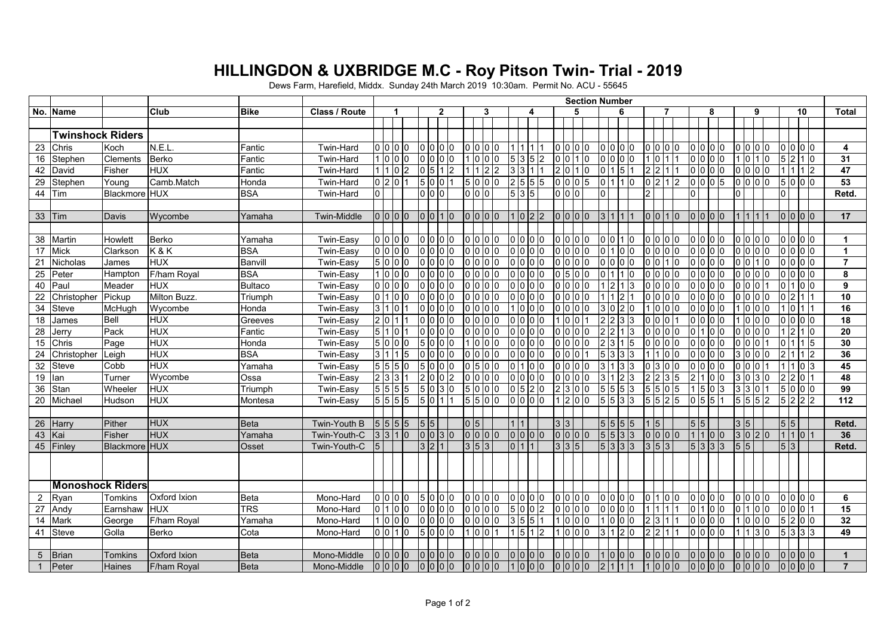# HILLINGDON & UXBRIDGE M.C - Roy Pitson Twin- Trial - 2019

Dews Farm, Harefield, Middx. Sunday 24th March 2019 10:30am. Permit No. ACU - 55645

| No. | Name | | Club | Bike | Class / Route | Section 1 | Section 2 | Section 3 | Section 4 | Section 5 | Section 6 | Section 7 | Section 8 | Section 9 | Section 10 | Total |
|---|---|---|---|---|---|---|---|---|---|---|---|---|---|---|---|---|
| | **Twinshock Riders** | | | | | | | | | | | | | | | |
| 23 | Chris | Koch | N.E.L. | Fantic | Twin-Hard | 0 0 0 0 | 0 0 0 0 | 0 0 0 0 | 1 1 1 1 | 0 0 0 0 | 0 0 0 0 | 0 0 0 0 | 0 0 0 0 | 0 0 0 0 | 0 0 0 0 | **4** |
| 16 | Stephen | Clements | Berko | Fantic | Twin-Hard | 1 0 0 0 | 0 0 0 0 | 1 0 0 0 | 5 3 5 2 | 0 0 1 0 | 0 0 0 0 | 1 0 1 1 | 0 0 0 0 | 1 0 1 0 | 5 2 1 0 | **31** |
| 42 | David | Fisher | HUX | Fantic | Twin-Hard | 1 1 0 2 | 0 5 1 2 | 1 1 2 2 | 3 3 1 1 | 2 0 1 0 | 0 1 5 1 | 2 2 1 1 | 0 0 0 0 | 0 0 0 0 | 1 1 1 2 | **47** |
| 29 | Stephen | Young | Camb.Match | Honda | Twin-Hard | 0 2 0 1 | 5 0 0 1 | 5 0 0 0 | 2 5 5 5 | 0 0 0 5 | 0 1 1 0 | 0 2 1 2 | 0 0 0 5 | 0 0 0 0 | 5 0 0 0 | **53** |
| 44 | Tim | Blackmore | HUX | BSA | Twin-Hard | 0 | 0 0 0 | 0 0 0 | 5 3 5 | 0 0 0 | 0 | 2 | 0 | 0 | 0 | **Retd.** |
| | | | | | | | | | | | | | | | | |
| 33 | Tim | Davis | Wycombe | Yamaha | Twin-Middle | 0 0 0 0 | 0 0 1 0 | 0 0 0 0 | 1 0 2 2 | 0 0 0 0 | 3 1 1 1 | 0 0 1 0 | 0 0 0 0 | 1 1 1 1 | 0 0 0 0 | **17** |
| | | | | | | | | | | | | | | | | |
| 38 | Martin | Howlett | Berko | Yamaha | Twin-Easy | 0 0 0 0 | 0 0 0 0 | 0 0 0 0 | 0 0 0 0 | 0 0 0 0 | 0 0 1 0 | 0 0 0 0 | 0 0 0 0 | 0 0 0 0 | 0 0 0 0 | **1** |
| 17 | Mick | Clarkson | K & K | BSA | Twin-Easy | 0 0 0 0 | 0 0 0 0 | 0 0 0 0 | 0 0 0 0 | 0 0 0 0 | 0 1 0 0 | 0 0 0 0 | 0 0 0 0 | 0 0 0 0 | 0 0 0 0 | **1** |
| 21 | Nicholas | James | HUX | Banvill | Twin-Easy | 5 0 0 0 | 0 0 0 0 | 0 0 0 0 | 0 0 0 0 | 0 0 0 0 | 0 0 0 0 | 0 0 1 0 | 0 0 0 0 | 0 0 1 0 | 0 0 0 0 | **7** |
| 25 | Peter | Hampton | F/ham Royal | BSA | Twin-Easy | 1 0 0 0 | 0 0 0 0 | 0 0 0 0 | 0 0 0 0 | 0 5 0 0 | 0 1 1 0 | 0 0 0 0 | 0 0 0 0 | 0 0 0 0 | 0 0 0 0 | **8** |
| 40 | Paul | Meader | HUX | Bultaco | Twin-Easy | 0 0 0 0 | 0 0 0 0 | 0 0 0 0 | 0 0 0 0 | 0 0 0 0 | 1 2 1 3 | 0 0 0 0 | 0 0 0 0 | 0 0 0 1 | 0 1 0 0 | **9** |
| 22 | Christopher | Pickup | Milton Buzz. | Triumph | Twin-Easy | 0 1 0 0 | 0 0 0 0 | 0 0 0 0 | 0 0 0 0 | 0 0 0 0 | 1 1 2 1 | 0 0 0 0 | 0 0 0 0 | 0 0 0 0 | 0 2 1 1 | **10** |
| 34 | Steve | McHugh | Wycombe | Honda | Twin-Easy | 3 1 0 1 | 0 0 0 0 | 0 0 0 0 | 1 0 0 0 | 0 0 0 0 | 3 0 2 0 | 1 0 0 0 | 0 0 0 0 | 1 0 0 0 | 1 0 1 1 | **16** |
| 18 | James | Bell | HUX | Greeves | Twin-Easy | 2 0 1 1 | 0 0 0 0 | 0 0 0 0 | 0 0 0 0 | 1 0 0 1 | 2 2 3 3 | 0 0 0 1 | 0 0 0 0 | 1 0 0 0 | 0 0 0 0 | **18** |
| 28 | Jerry | Pack | HUX | Fantic | Twin-Easy | 5 1 0 1 | 0 0 0 0 | 0 0 0 0 | 0 0 0 0 | 0 0 0 0 | 2 2 1 3 | 0 0 0 0 | 0 1 0 0 | 0 0 0 0 | 1 2 1 0 | **20** |
| 15 | Chris | Page | HUX | Honda | Twin-Easy | 5 0 0 0 | 5 0 0 0 | 1 0 0 0 | 0 0 0 0 | 0 0 0 0 | 2 3 1 5 | 0 0 0 0 | 0 0 0 0 | 0 0 0 1 | 0 1 1 5 | **30** |
| 24 | Christopher | Leigh | HUX | BSA | Twin-Easy | 3 1 1 5 | 0 0 0 0 | 0 0 0 0 | 0 0 0 0 | 0 0 0 1 | 5 3 3 3 | 1 1 0 0 | 0 0 0 0 | 3 0 0 0 | 2 1 1 2 | **36** |
| 32 | Steve | Cobb | HUX | Yamaha | Twin-Easy | 5 5 5 0 | 5 0 0 0 | 0 5 0 0 | 0 1 0 0 | 0 0 0 0 | 3 1 3 3 | 0 3 0 0 | 0 0 0 0 | 0 0 0 1 | 1 1 0 3 | **45** |
| 19 | Ian | Turner | Wycombe | Ossa | Twin-Easy | 2 3 3 1 | 2 0 0 2 | 0 0 0 0 | 0 0 0 0 | 0 0 0 0 | 3 1 2 3 | 2 2 3 5 | 2 1 0 0 | 3 0 3 0 | 2 2 0 1 | **48** |
| 36 | Stan | Wheeler | HUX | Triumph | Twin-Easy | 5 5 5 5 | 5 0 3 0 | 5 0 0 0 | 0 5 2 0 | 2 3 0 0 | 5 5 5 3 | 5 5 0 5 | 1 5 0 3 | 3 3 0 1 | 5 0 0 0 | **99** |
| 20 | Michael | Hudson | HUX | Montesa | Twin-Easy | 5 5 5 5 | 5 0 1 1 | 5 5 0 0 | 0 0 0 0 | 1 2 0 0 | 5 5 3 3 | 5 5 2 5 | 0 5 5 1 | 5 5 5 2 | 5 2 2 2 | **112** |
| | | | | | | | | | | | | | | | | |
| 26 | Harry | Pither | HUX | Beta | Twin-Youth B | 5 5 5 5 | 5 5 | 0 5 | 1 1 | 3 3 | 5 5 5 5 | 1 5 | 5 5 | 3 5 | 5 5 | **Retd.** |
| 43 | Kai | Fisher | HUX | Yamaha | Twin-Youth-C | 3 3 1 0 | 0 0 3 0 | 0 0 0 0 | 0 0 0 0 | 0 0 0 0 | 5 5 3 3 | 0 0 0 0 | 1 1 0 0 | 3 0 2 0 | 1 1 0 1 | **36** |
| 45 | Finley | Blackmore | HUX | Osset | Twin-Youth-C | 5 | 3 2 1 | 3 5 3 | 0 1 1 | 3 3 5 | 5 3 3 3 | 3 5 3 | 5 3 3 3 | 5 5 | 5 3 | **Retd.** |
| | | | | | | | | | | | | | | | | |
| | **Monoshock Riders** | | | | | | | | | | | | | | | |
| 2 | Ryan | Tomkins | Oxford Ixion | Beta | Mono-Hard | 0 0 0 0 | 5 0 0 0 | 0 0 0 0 | 0 0 0 0 | 0 0 0 0 | 0 0 0 0 | 0 1 0 0 | 0 0 0 0 | 0 0 0 0 | 0 0 0 0 | **6** |
| 27 | Andy | Earnshaw | HUX | TRS | Mono-Hard | 0 1 0 0 | 0 0 0 0 | 0 0 0 0 | 5 0 0 2 | 0 0 0 0 | 0 0 0 0 | 1 1 1 1 | 0 1 0 0 | 0 1 0 0 | 0 0 0 1 | **15** |
| 14 | Mark | George | F/ham Royal | Yamaha | Mono-Hard | 1 0 0 0 | 0 0 0 0 | 0 0 0 0 | 3 5 5 1 | 1 0 0 0 | 1 0 0 0 | 2 3 1 1 | 0 0 0 0 | 1 0 0 0 | 5 2 0 0 | **32** |
| 41 | Steve | Golla | Berko | Cota | Mono-Hard | 0 0 1 0 | 5 0 0 0 | 1 0 0 1 | 1 5 1 2 | 1 0 0 0 | 3 1 2 0 | 2 2 1 1 | 0 0 0 0 | 1 1 3 0 | 5 3 3 3 | **49** |
| | | | | | | | | | | | | | | | | |
| 5 | Brian | Tomkins | Oxford Ixion | Beta | Mono-Middle | 0 0 0 0 | 0 0 0 0 | 0 0 0 0 | 0 0 0 0 | 0 0 0 0 | 1 0 0 0 | 0 0 0 0 | 0 0 0 0 | 0 0 0 0 | 0 0 0 0 | **1** |
| 1 | Peter | Haines | F/ham Royal | Beta | Mono-Middle | 0 0 0 0 | 0 0 0 0 | 0 0 0 0 | 1 0 0 0 | 0 0 0 0 | 2 1 1 1 | 1 0 0 0 | 0 0 0 0 | 0 0 0 0 | 0 0 0 0 | **7** |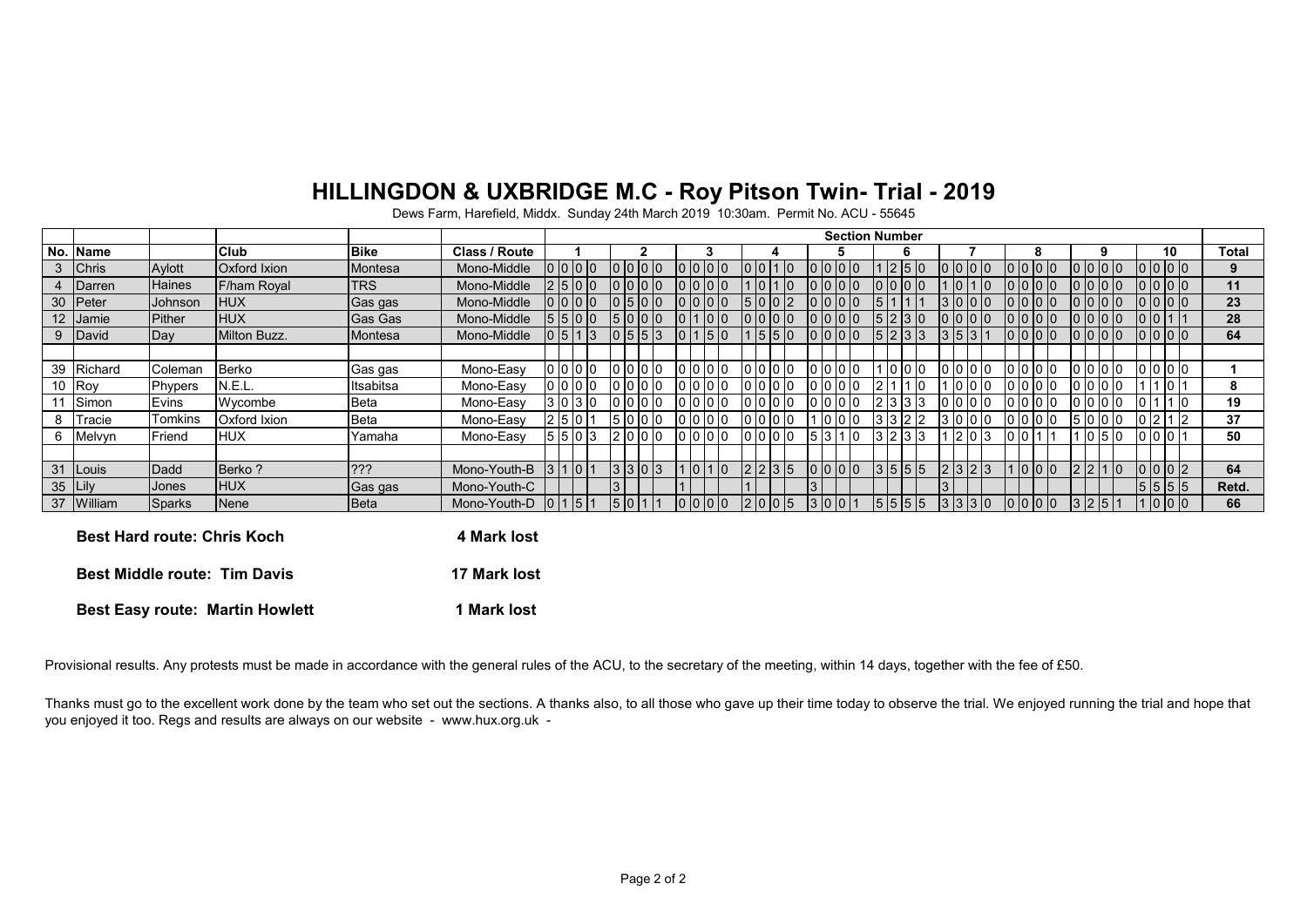# HILLINGDON & UXBRIDGE M.C - Roy Pitson Twin- Trial - 2019

Dews Farm, Harefield, Middx. Sunday 24th March 2019 10:30am. Permit No. ACU - 55645

| | | | | | | Section Number | | | | | | | | | | |
|---|---|---|---|---|---|---|---|---|---|---|---|---|---|---|---|---|
| No. | Name | | Club | Bike | Class / Route | 1 | 2 | 3 | 4 | 5 | 6 | 7 | 8 | 9 | 10 | Total |
| 3 | Chris | Aylott | Oxford Ixion | Montesa | Mono-Middle | 0 0 0 0 | 0 0 0 0 | 0 0 0 0 | 0 0 1 0 | 0 0 0 0 | 1 2 5 0 | 0 0 0 0 | 0 0 0 0 | 0 0 0 0 | 0 0 0 0 | 9 |
| 4 | Darren | Haines | F/ham Royal | TRS | Mono-Middle | 2 5 0 0 | 0 0 0 0 | 0 0 0 0 | 1 0 1 0 | 0 0 0 0 | 0 0 0 0 | 1 0 1 0 | 0 0 0 0 | 0 0 0 0 | 0 0 0 0 | 11 |
| 30 | Peter | Johnson | HUX | Gas gas | Mono-Middle | 0 0 0 0 | 0 5 0 0 | 0 0 0 0 | 5 0 0 2 | 0 0 0 0 | 5 1 1 1 | 3 0 0 0 | 0 0 0 0 | 0 0 0 0 | 0 0 0 0 | 23 |
| 12 | Jamie | Pither | HUX | Gas Gas | Mono-Middle | 5 5 0 0 | 5 0 0 0 | 0 1 0 0 | 0 0 0 0 | 0 0 0 0 | 5 2 3 0 | 0 0 0 0 | 0 0 0 0 | 0 0 0 0 | 0 0 1 1 | 28 |
| 9 | David | Day | Milton Buzz. | Montesa | Mono-Middle | 0 5 1 3 | 0 5 5 3 | 0 1 5 0 | 1 5 5 0 | 0 0 0 0 | 5 2 3 3 | 3 5 3 1 | 0 0 0 0 | 0 0 0 0 | 0 0 0 0 | 64 |
| | | | | | | | | | | | | | | | | |
| 39 | Richard | Coleman | Berko | Gas gas | Mono-Easy | 0 0 0 0 | 0 0 0 0 | 0 0 0 0 | 0 0 0 0 | 0 0 0 0 | 1 0 0 0 | 0 0 0 0 | 0 0 0 0 | 0 0 0 0 | 0 0 0 0 | 1 |
| 10 | Roy | Phypers | N.E.L. | Itsabitsa | Mono-Easy | 0 0 0 0 | 0 0 0 0 | 0 0 0 0 | 0 0 0 0 | 0 0 0 0 | 2 1 1 0 | 1 0 0 0 | 0 0 0 0 | 0 0 0 0 | 1 1 0 1 | 8 |
| 11 | Simon | Evins | Wycombe | Beta | Mono-Easy | 3 0 3 0 | 0 0 0 0 | 0 0 0 0 | 0 0 0 0 | 0 0 0 0 | 2 3 3 3 | 0 0 0 0 | 0 0 0 0 | 0 0 0 0 | 0 1 1 0 | 19 |
| 8 | Tracie | Tomkins | Oxford Ixion | Beta | Mono-Easy | 2 5 0 1 | 5 0 0 0 | 0 0 0 0 | 0 0 0 0 | 1 0 0 0 | 3 3 2 2 | 3 0 0 0 | 0 0 0 0 | 5 0 0 0 | 0 2 1 2 | 37 |
| 6 | Melvyn | Friend | HUX | Yamaha | Mono-Easy | 5 5 0 3 | 2 0 0 0 | 0 0 0 0 | 0 0 0 0 | 5 3 1 0 | 3 2 3 3 | 1 2 0 3 | 0 0 1 1 | 1 0 5 0 | 0 0 0 1 | 50 |
| | | | | | | | | | | | | | | | | |
| 31 | Louis | Dadd | Berko ? | ??? | Mono-Youth-B | 3 1 0 1 | 3 3 0 3 | 1 0 1 0 | 2 2 3 5 | 0 0 0 0 | 3 5 5 5 | 2 3 2 3 | 1 0 0 0 | 2 2 1 0 | 0 0 0 2 | 64 |
| 35 | Lily | Jones | HUX | Gas gas | Mono-Youth-C | | 3 | 1 | 1 | 3 | | 3 | | | 5 5 5 5 | Retd. |
| 37 | William | Sparks | Nene | Beta | Mono-Youth-D | 0 1 5 1 | 5 0 1 1 | 0 0 0 0 | 2 0 0 5 | 3 0 0 1 | 5 5 5 5 | 3 3 3 0 | 0 0 0 0 | 3 2 5 1 | 1 0 0 0 | 66 |

**Best Hard route: Chris Koch** **4 Mark lost**

**Best Middle route: Tim Davis** **17 Mark lost**

**Best Easy route: Martin Howlett** **1 Mark lost**

Provisional results. Any protests must be made in accordance with the general rules of the ACU, to the secretary of the meeting, within 14 days, together with the fee of £50.

Thanks must go to the excellent work done by the team who set out the sections. A thanks also, to all those who gave up their time today to observe the trial. We enjoyed running the trial and hope that you enjoyed it too. Regs and results are always on our website - www.hux.org.uk -